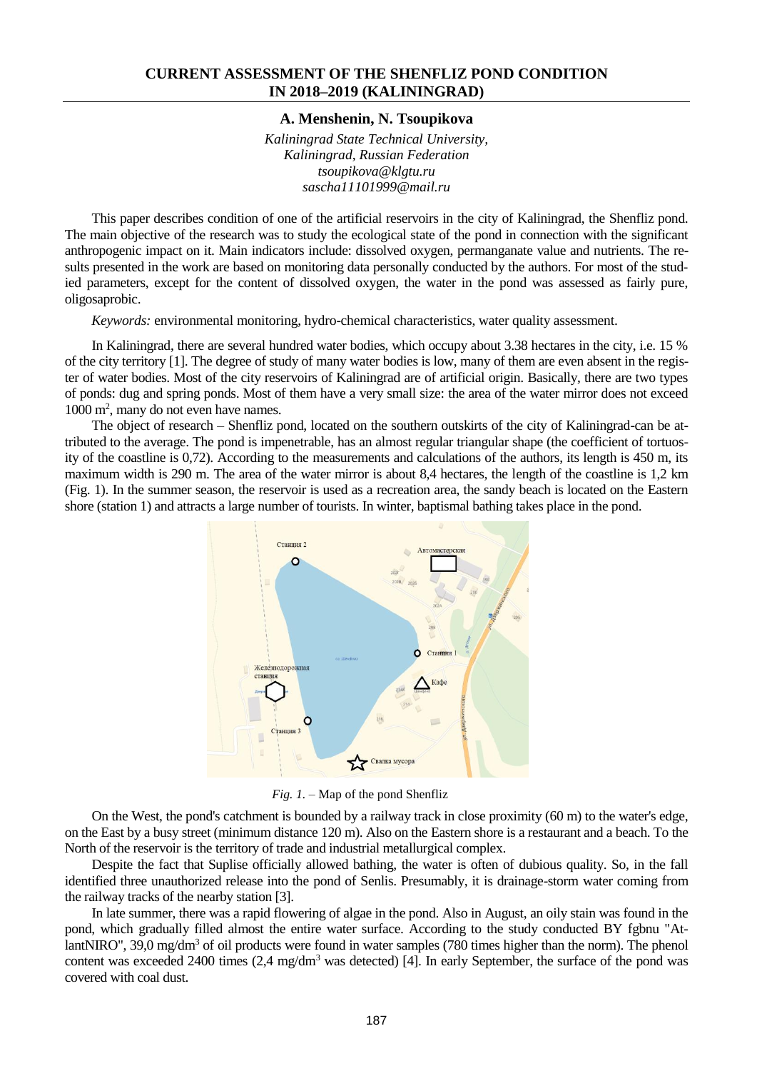# CURRENT ASSESSMENT OF THE SHENFLIZ POND CONDITION IN 2018–2019 (KALININGRAD)

**A. Menshenin, N. Tsoupikova**

*Kaliningrad State Technical University,*
*Kaliningrad, Russian Federation*
*tsoupikova@klgtu.ru*
*sascha11101999@mail.ru*

This paper describes condition of one of the artificial reservoirs in the city of Kaliningrad, the Shenfliz pond. The main objective of the research was to study the ecological state of the pond in connection with the significant anthropogenic impact on it. Main indicators include: dissolved oxygen, permanganate value and nutrients. The results presented in the work are based on monitoring data personally conducted by the authors. For most of the studied parameters, except for the content of dissolved oxygen, the water in the pond was assessed as fairly pure, oligosaprobic.

*Keywords:* environmental monitoring, hydro-chemical characteristics, water quality assessment.

In Kaliningrad, there are several hundred water bodies, which occupy about 3.38 hectares in the city, i.e. 15 % of the city territory [1]. The degree of study of many water bodies is low, many of them are even absent in the register of water bodies. Most of the city reservoirs of Kaliningrad are of artificial origin. Basically, there are two types of ponds: dug and spring ponds. Most of them have a very small size: the area of the water mirror does not exceed 1000 m$^2$, many do not even have names.

The object of research – Shenfliz pond, located on the southern outskirts of the city of Kaliningrad-can be attributed to the average. The pond is impenetrable, has an almost regular triangular shape (the coefficient of tortuosity of the coastline is 0,72). According to the measurements and calculations of the authors, its length is 450 m, its maximum width is 290 m. The area of the water mirror is about 8,4 hectares, the length of the coastline is 1,2 km (Fig. 1). In the summer season, the reservoir is used as a recreation area, the sandy beach is located on the Eastern shore (station 1) and attracts a large number of tourists. In winter, baptismal bathing takes place in the pond.

*Fig. 1.* – Map of the pond Shenfliz

On the West, the pond's catchment is bounded by a railway track in close proximity (60 m) to the water's edge, on the East by a busy street (minimum distance 120 m). Also on the Eastern shore is a restaurant and a beach. To the North of the reservoir is the territory of trade and industrial metallurgical complex.

Despite the fact that Suplise officially allowed bathing, the water is often of dubious quality. So, in the fall identified three unauthorized release into the pond of Senlis. Presumably, it is drainage-storm water coming from the railway tracks of the nearby station [3].

In late summer, there was a rapid flowering of algae in the pond. Also in August, an oily stain was found in the pond, which gradually filled almost the entire water surface. According to the study conducted BY fgbnu "AtlantNIRO", 39,0 mg/dm$^3$ of oil products were found in water samples (780 times higher than the norm). The phenol content was exceeded 2400 times (2,4 mg/dm$^3$ was detected) [4]. In early September, the surface of the pond was covered with coal dust.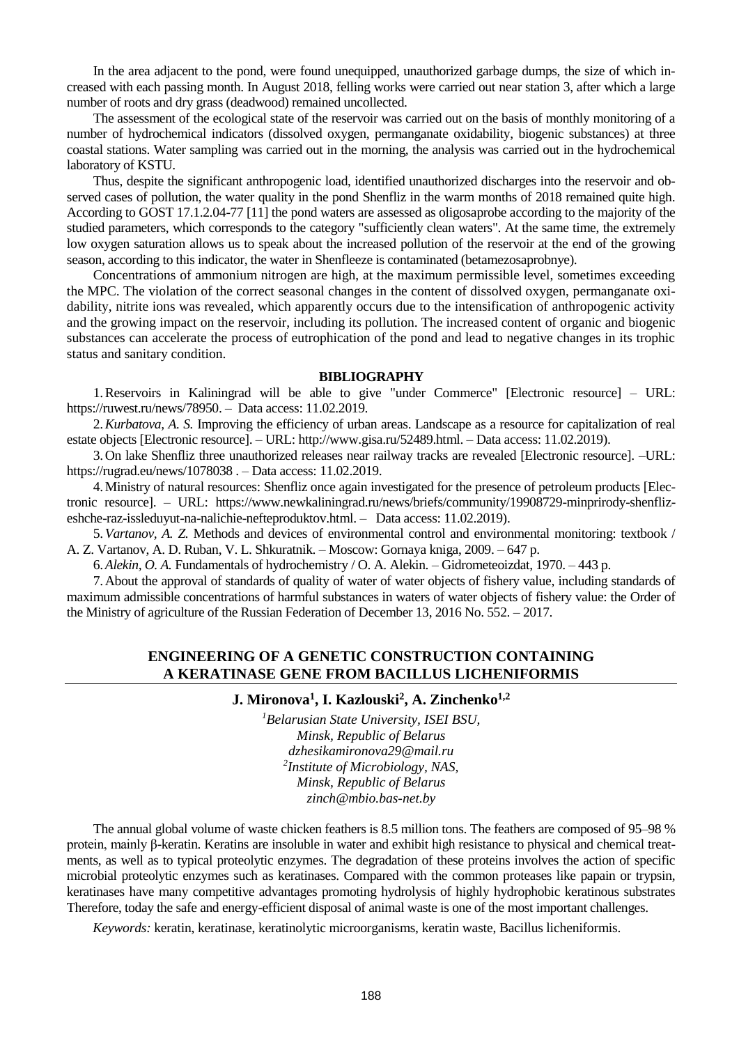In the area adjacent to the pond, were found unequipped, unauthorized garbage dumps, the size of which increased with each passing month. In August 2018, felling works were carried out near station 3, after which a large number of roots and dry grass (deadwood) remained uncollected.

The assessment of the ecological state of the reservoir was carried out on the basis of monthly monitoring of a number of hydrochemical indicators (dissolved oxygen, permanganate oxidability, biogenic substances) at three coastal stations. Water sampling was carried out in the morning, the analysis was carried out in the hydrochemical laboratory of KSTU.

Thus, despite the significant anthropogenic load, identified unauthorized discharges into the reservoir and observed cases of pollution, the water quality in the pond Shenfliz in the warm months of 2018 remained quite high. According to GOST 17.1.2.04-77 [11] the pond waters are assessed as oligosaprobe according to the majority of the studied parameters, which corresponds to the category "sufficiently clean waters". At the same time, the extremely low oxygen saturation allows us to speak about the increased pollution of the reservoir at the end of the growing season, according to this indicator, the water in Shenfleeze is contaminated (betamezosaprobnye).

Concentrations of ammonium nitrogen are high, at the maximum permissible level, sometimes exceeding the MPC. The violation of the correct seasonal changes in the content of dissolved oxygen, permanganate oxidability, nitrite ions was revealed, which apparently occurs due to the intensification of anthropogenic activity and the growing impact on the reservoir, including its pollution. The increased content of organic and biogenic substances can accelerate the process of eutrophication of the pond and lead to negative changes in its trophic status and sanitary condition.

**BIBLIOGRAPHY**

1. Reservoirs in Kaliningrad will be able to give "under Commerce" [Electronic resource] – URL: https://ruwest.ru/news/78950. – Data access: 11.02.2019.

2. *Kurbatova, A. S.* Improving the efficiency of urban areas. Landscape as a resource for capitalization of real estate objects [Electronic resource]. – URL: http://www.gisa.ru/52489.html. – Data access: 11.02.2019).

3. On lake Shenfliz three unauthorized releases near railway tracks are revealed [Electronic resource]. –URL: https://rugrad.eu/news/1078038 . – Data access: 11.02.2019.

4. Ministry of natural resources: Shenfliz once again investigated for the presence of petroleum products [Electronic resource]. – URL: https://www.newkaliningrad.ru/news/briefs/community/19908729-minprirody-shenflizeshche-raz-issleduyut-na-nalichie-nefteproduktov.html. – Data access: 11.02.2019).

5. *Vartanov, A. Z.* Methods and devices of environmental control and environmental monitoring: textbook / A. Z. Vartanov, A. D. Ruban, V. L. Shkuratnik. – Moscow: Gornaya kniga, 2009. – 647 p.

6. *Alekin, O. A.* Fundamentals of hydrochemistry / O. A. Alekin. – Gidrometeoizdat, 1970. – 443 p.

7. About the approval of standards of quality of water of water objects of fishery value, including standards of maximum admissible concentrations of harmful substances in waters of water objects of fishery value: the Order of the Ministry of agriculture of the Russian Federation of December 13, 2016 No. 552. – 2017.

## ENGINEERING OF A GENETIC CONSTRUCTION CONTAINING A KERATINASE GENE FROM BACILLUS LICHENIFORMIS

**J. Mironova[1], I. Kazlouski[2], A. Zinchenko[1,2]**

[1]*Belarusian State University, ISEI BSU,*
*Minsk, Republic of Belarus*
*dzhesikamironova29@mail.ru*
[2]*Institute of Microbiology, NAS,*
*Minsk, Republic of Belarus*
*zinch@mbio.bas-net.by*

The annual global volume of waste chicken feathers is 8.5 million tons. The feathers are composed of 95–98 % protein, mainly β-keratin. Keratins are insoluble in water and exhibit high resistance to physical and chemical treatments, as well as to typical proteolytic enzymes. The degradation of these proteins involves the action of specific microbial proteolytic enzymes such as keratinases. Compared with the common proteases like papain or trypsin, keratinases have many competitive advantages promoting hydrolysis of highly hydrophobic keratinous substrates Therefore, today the safe and energy-efficient disposal of animal waste is one of the most important challenges.

*Keywords:* keratin, keratinase, keratinolytic microorganisms, keratin waste, Bacillus licheniformis.